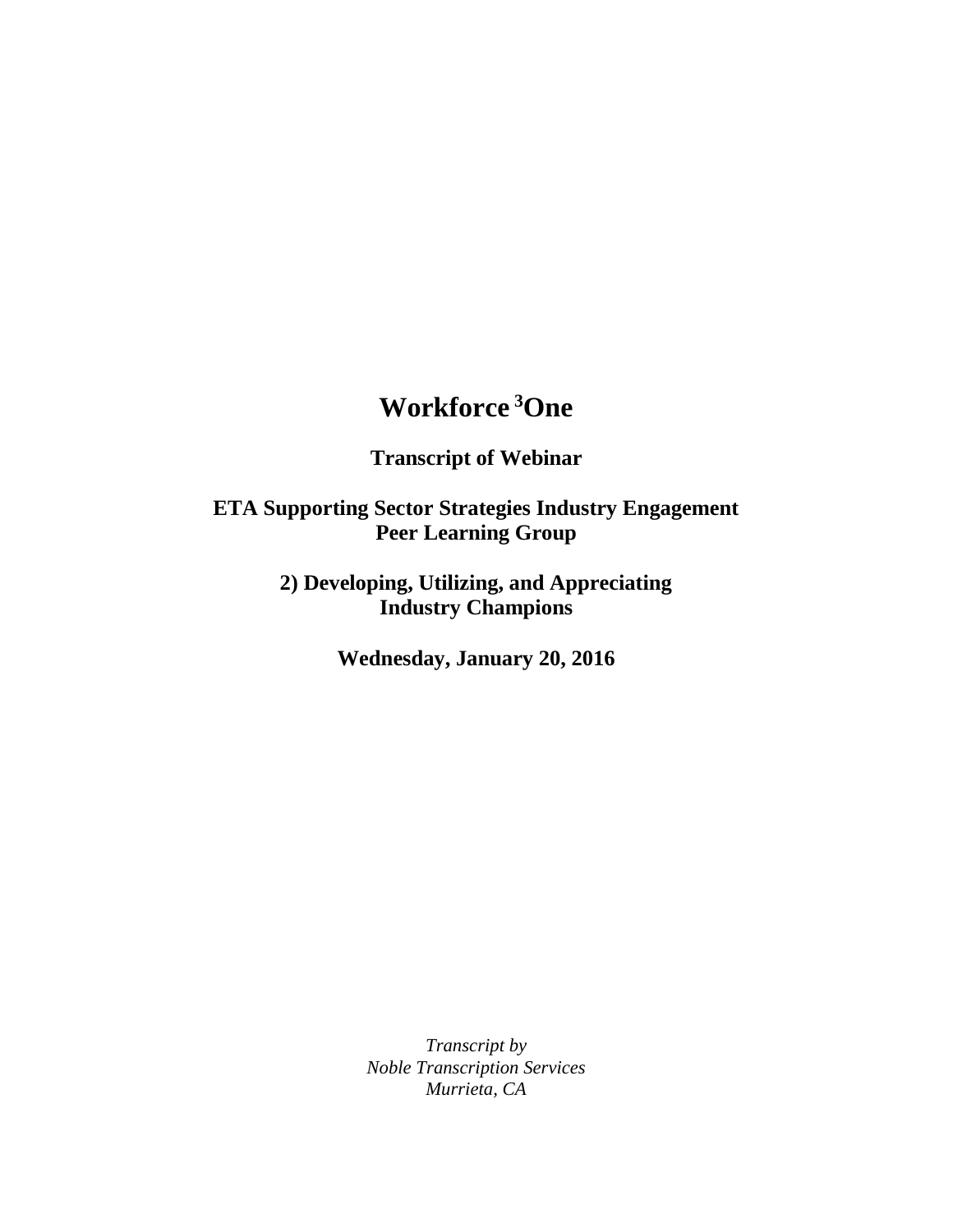# Workforce [3]One

**Transcript of Webinar**

**ETA Supporting Sector Strategies Industry Engagement Peer Learning Group**

**2) Developing, Utilizing, and Appreciating Industry Champions**

**Wednesday, January 20, 2016**

*Transcript by*
*Noble Transcription Services*
*Murrieta, CA*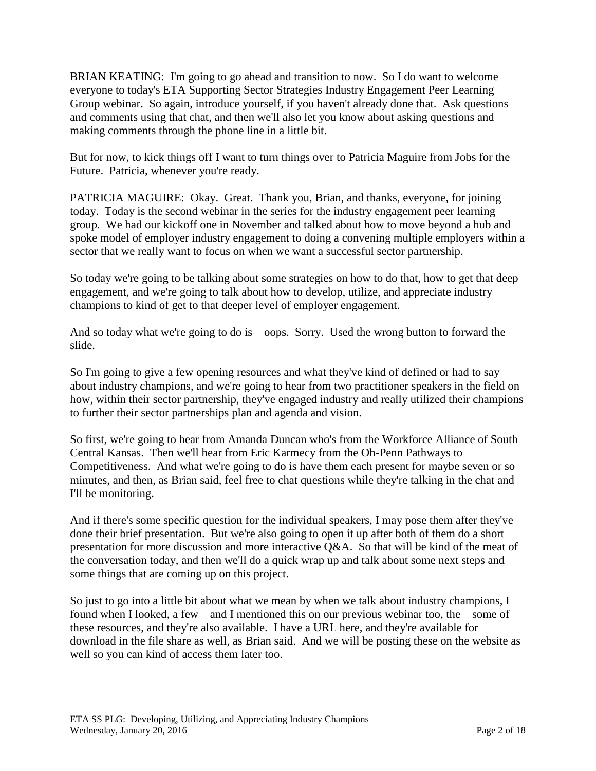BRIAN KEATING: I'm going to go ahead and transition to now. So I do want to welcome everyone to today's ETA Supporting Sector Strategies Industry Engagement Peer Learning Group webinar. So again, introduce yourself, if you haven't already done that. Ask questions and comments using that chat, and then we'll also let you know about asking questions and making comments through the phone line in a little bit.

But for now, to kick things off I want to turn things over to Patricia Maguire from Jobs for the Future. Patricia, whenever you're ready.

PATRICIA MAGUIRE: Okay. Great. Thank you, Brian, and thanks, everyone, for joining today. Today is the second webinar in the series for the industry engagement peer learning group. We had our kickoff one in November and talked about how to move beyond a hub and spoke model of employer industry engagement to doing a convening multiple employers within a sector that we really want to focus on when we want a successful sector partnership.

So today we're going to be talking about some strategies on how to do that, how to get that deep engagement, and we're going to talk about how to develop, utilize, and appreciate industry champions to kind of get to that deeper level of employer engagement.

And so today what we're going to do is – oops. Sorry. Used the wrong button to forward the slide.

So I'm going to give a few opening resources and what they've kind of defined or had to say about industry champions, and we're going to hear from two practitioner speakers in the field on how, within their sector partnership, they've engaged industry and really utilized their champions to further their sector partnerships plan and agenda and vision.

So first, we're going to hear from Amanda Duncan who's from the Workforce Alliance of South Central Kansas. Then we'll hear from Eric Karmecy from the Oh-Penn Pathways to Competitiveness. And what we're going to do is have them each present for maybe seven or so minutes, and then, as Brian said, feel free to chat questions while they're talking in the chat and I'll be monitoring.

And if there's some specific question for the individual speakers, I may pose them after they've done their brief presentation. But we're also going to open it up after both of them do a short presentation for more discussion and more interactive Q&A. So that will be kind of the meat of the conversation today, and then we'll do a quick wrap up and talk about some next steps and some things that are coming up on this project.

So just to go into a little bit about what we mean by when we talk about industry champions, I found when I looked, a few – and I mentioned this on our previous webinar too, the – some of these resources, and they're also available. I have a URL here, and they're available for download in the file share as well, as Brian said. And we will be posting these on the website as well so you can kind of access them later too.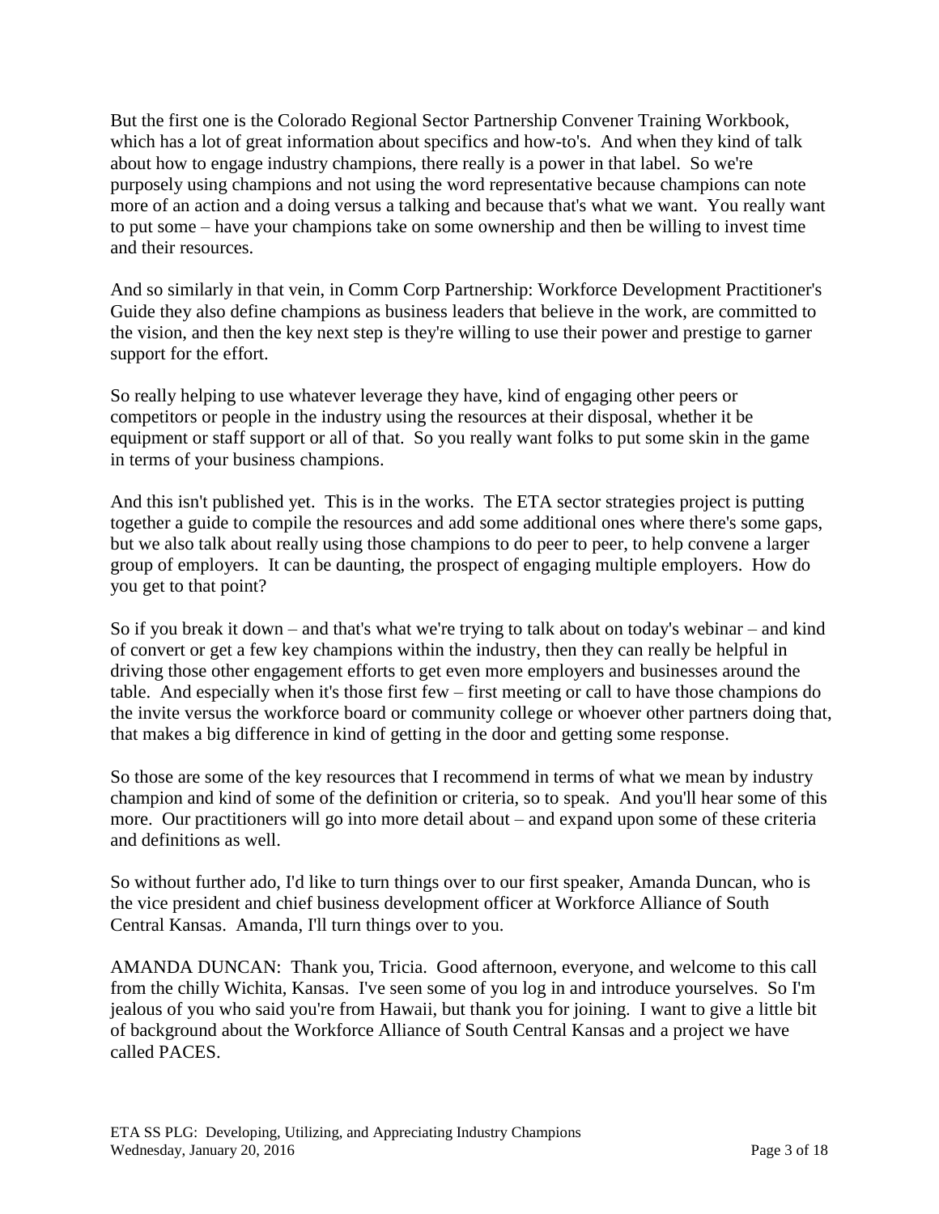But the first one is the Colorado Regional Sector Partnership Convener Training Workbook, which has a lot of great information about specifics and how-to's. And when they kind of talk about how to engage industry champions, there really is a power in that label. So we're purposely using champions and not using the word representative because champions can note more of an action and a doing versus a talking and because that's what we want. You really want to put some – have your champions take on some ownership and then be willing to invest time and their resources.

And so similarly in that vein, in Comm Corp Partnership: Workforce Development Practitioner's Guide they also define champions as business leaders that believe in the work, are committed to the vision, and then the key next step is they're willing to use their power and prestige to garner support for the effort.

So really helping to use whatever leverage they have, kind of engaging other peers or competitors or people in the industry using the resources at their disposal, whether it be equipment or staff support or all of that. So you really want folks to put some skin in the game in terms of your business champions.

And this isn't published yet. This is in the works. The ETA sector strategies project is putting together a guide to compile the resources and add some additional ones where there's some gaps, but we also talk about really using those champions to do peer to peer, to help convene a larger group of employers. It can be daunting, the prospect of engaging multiple employers. How do you get to that point?

So if you break it down – and that's what we're trying to talk about on today's webinar – and kind of convert or get a few key champions within the industry, then they can really be helpful in driving those other engagement efforts to get even more employers and businesses around the table. And especially when it's those first few – first meeting or call to have those champions do the invite versus the workforce board or community college or whoever other partners doing that, that makes a big difference in kind of getting in the door and getting some response.

So those are some of the key resources that I recommend in terms of what we mean by industry champion and kind of some of the definition or criteria, so to speak. And you'll hear some of this more. Our practitioners will go into more detail about – and expand upon some of these criteria and definitions as well.

So without further ado, I'd like to turn things over to our first speaker, Amanda Duncan, who is the vice president and chief business development officer at Workforce Alliance of South Central Kansas. Amanda, I'll turn things over to you.

AMANDA DUNCAN: Thank you, Tricia. Good afternoon, everyone, and welcome to this call from the chilly Wichita, Kansas. I've seen some of you log in and introduce yourselves. So I'm jealous of you who said you're from Hawaii, but thank you for joining. I want to give a little bit of background about the Workforce Alliance of South Central Kansas and a project we have called PACES.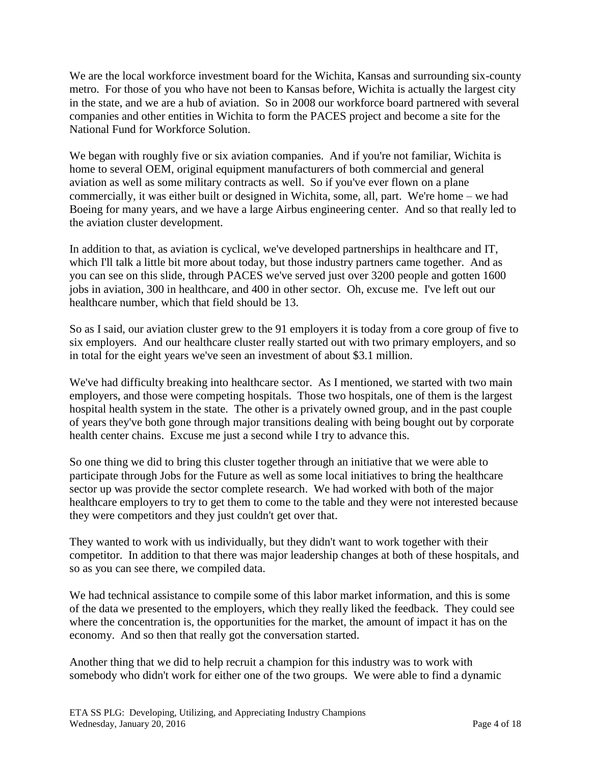We are the local workforce investment board for the Wichita, Kansas and surrounding six-county metro. For those of you who have not been to Kansas before, Wichita is actually the largest city in the state, and we are a hub of aviation. So in 2008 our workforce board partnered with several companies and other entities in Wichita to form the PACES project and become a site for the National Fund for Workforce Solution.

We began with roughly five or six aviation companies. And if you're not familiar, Wichita is home to several OEM, original equipment manufacturers of both commercial and general aviation as well as some military contracts as well. So if you've ever flown on a plane commercially, it was either built or designed in Wichita, some, all, part. We're home – we had Boeing for many years, and we have a large Airbus engineering center. And so that really led to the aviation cluster development.

In addition to that, as aviation is cyclical, we've developed partnerships in healthcare and IT, which I'll talk a little bit more about today, but those industry partners came together. And as you can see on this slide, through PACES we've served just over 3200 people and gotten 1600 jobs in aviation, 300 in healthcare, and 400 in other sector. Oh, excuse me. I've left out our healthcare number, which that field should be 13.

So as I said, our aviation cluster grew to the 91 employers it is today from a core group of five to six employers. And our healthcare cluster really started out with two primary employers, and so in total for the eight years we've seen an investment of about $3.1 million.

We've had difficulty breaking into healthcare sector. As I mentioned, we started with two main employers, and those were competing hospitals. Those two hospitals, one of them is the largest hospital health system in the state. The other is a privately owned group, and in the past couple of years they've both gone through major transitions dealing with being bought out by corporate health center chains. Excuse me just a second while I try to advance this.

So one thing we did to bring this cluster together through an initiative that we were able to participate through Jobs for the Future as well as some local initiatives to bring the healthcare sector up was provide the sector complete research. We had worked with both of the major healthcare employers to try to get them to come to the table and they were not interested because they were competitors and they just couldn't get over that.

They wanted to work with us individually, but they didn't want to work together with their competitor. In addition to that there was major leadership changes at both of these hospitals, and so as you can see there, we compiled data.

We had technical assistance to compile some of this labor market information, and this is some of the data we presented to the employers, which they really liked the feedback. They could see where the concentration is, the opportunities for the market, the amount of impact it has on the economy. And so then that really got the conversation started.

Another thing that we did to help recruit a champion for this industry was to work with somebody who didn't work for either one of the two groups. We were able to find a dynamic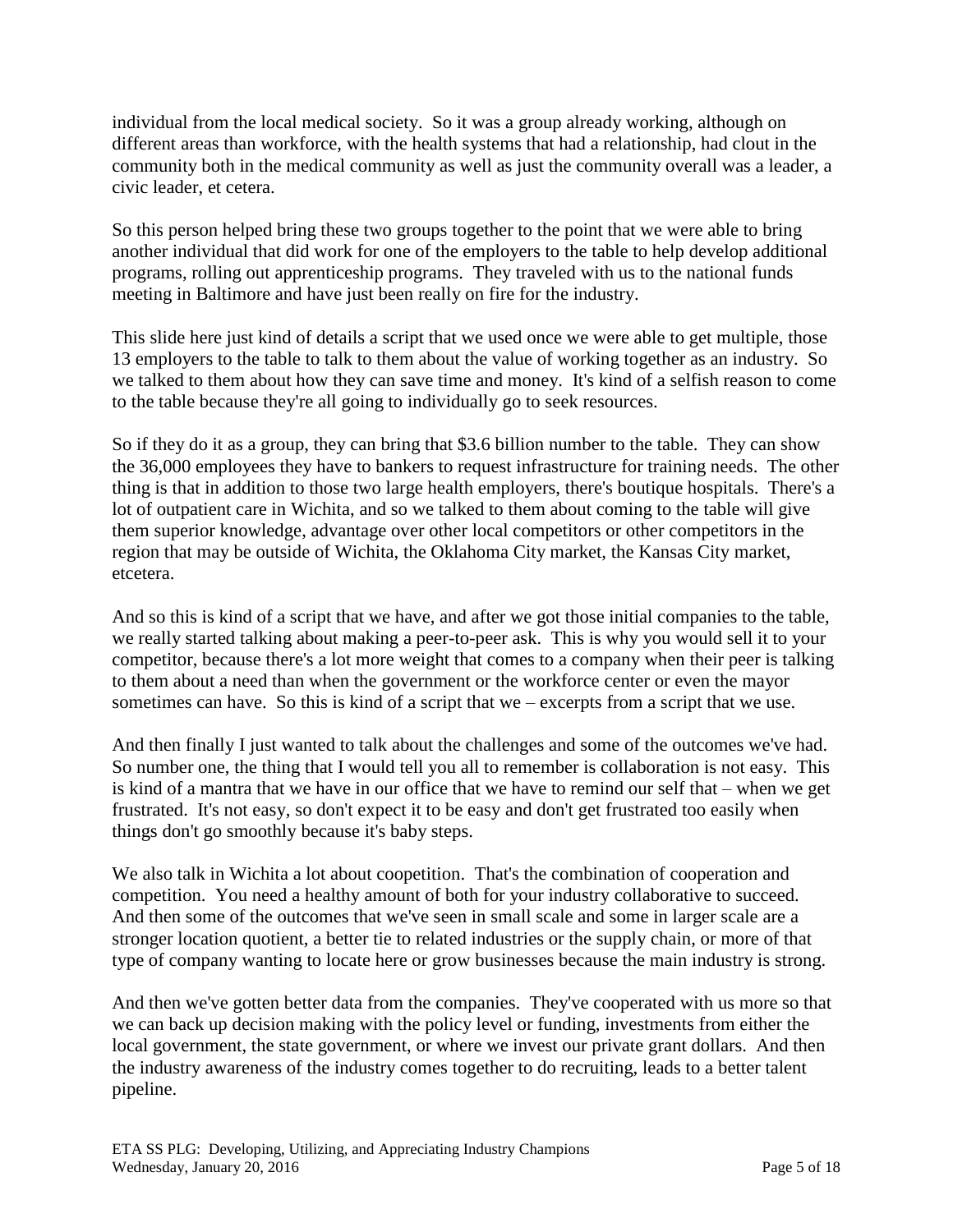individual from the local medical society. So it was a group already working, although on different areas than workforce, with the health systems that had a relationship, had clout in the community both in the medical community as well as just the community overall was a leader, a civic leader, et cetera.

So this person helped bring these two groups together to the point that we were able to bring another individual that did work for one of the employers to the table to help develop additional programs, rolling out apprenticeship programs. They traveled with us to the national funds meeting in Baltimore and have just been really on fire for the industry.

This slide here just kind of details a script that we used once we were able to get multiple, those 13 employers to the table to talk to them about the value of working together as an industry. So we talked to them about how they can save time and money. It's kind of a selfish reason to come to the table because they're all going to individually go to seek resources.

So if they do it as a group, they can bring that $3.6 billion number to the table. They can show the 36,000 employees they have to bankers to request infrastructure for training needs. The other thing is that in addition to those two large health employers, there's boutique hospitals. There's a lot of outpatient care in Wichita, and so we talked to them about coming to the table will give them superior knowledge, advantage over other local competitors or other competitors in the region that may be outside of Wichita, the Oklahoma City market, the Kansas City market, etcetera.

And so this is kind of a script that we have, and after we got those initial companies to the table, we really started talking about making a peer-to-peer ask. This is why you would sell it to your competitor, because there's a lot more weight that comes to a company when their peer is talking to them about a need than when the government or the workforce center or even the mayor sometimes can have. So this is kind of a script that we – excerpts from a script that we use.

And then finally I just wanted to talk about the challenges and some of the outcomes we've had. So number one, the thing that I would tell you all to remember is collaboration is not easy. This is kind of a mantra that we have in our office that we have to remind our self that – when we get frustrated. It's not easy, so don't expect it to be easy and don't get frustrated too easily when things don't go smoothly because it's baby steps.

We also talk in Wichita a lot about coopetition. That's the combination of cooperation and competition. You need a healthy amount of both for your industry collaborative to succeed. And then some of the outcomes that we've seen in small scale and some in larger scale are a stronger location quotient, a better tie to related industries or the supply chain, or more of that type of company wanting to locate here or grow businesses because the main industry is strong.

And then we've gotten better data from the companies. They've cooperated with us more so that we can back up decision making with the policy level or funding, investments from either the local government, the state government, or where we invest our private grant dollars. And then the industry awareness of the industry comes together to do recruiting, leads to a better talent pipeline.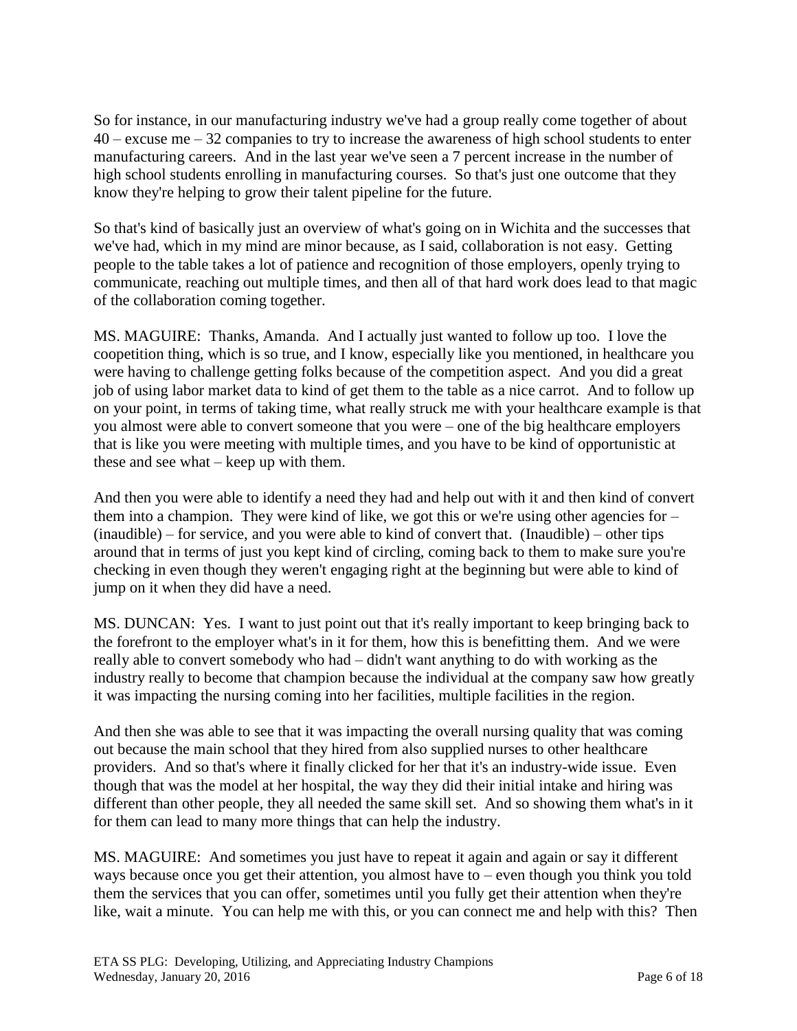So for instance, in our manufacturing industry we've had a group really come together of about 40 – excuse me – 32 companies to try to increase the awareness of high school students to enter manufacturing careers. And in the last year we've seen a 7 percent increase in the number of high school students enrolling in manufacturing courses. So that's just one outcome that they know they're helping to grow their talent pipeline for the future.

So that's kind of basically just an overview of what's going on in Wichita and the successes that we've had, which in my mind are minor because, as I said, collaboration is not easy. Getting people to the table takes a lot of patience and recognition of those employers, openly trying to communicate, reaching out multiple times, and then all of that hard work does lead to that magic of the collaboration coming together.

MS. MAGUIRE: Thanks, Amanda. And I actually just wanted to follow up too. I love the coopetition thing, which is so true, and I know, especially like you mentioned, in healthcare you were having to challenge getting folks because of the competition aspect. And you did a great job of using labor market data to kind of get them to the table as a nice carrot. And to follow up on your point, in terms of taking time, what really struck me with your healthcare example is that you almost were able to convert someone that you were – one of the big healthcare employers that is like you were meeting with multiple times, and you have to be kind of opportunistic at these and see what – keep up with them.

And then you were able to identify a need they had and help out with it and then kind of convert them into a champion. They were kind of like, we got this or we're using other agencies for – (inaudible) – for service, and you were able to kind of convert that. (Inaudible) – other tips around that in terms of just you kept kind of circling, coming back to them to make sure you're checking in even though they weren't engaging right at the beginning but were able to kind of jump on it when they did have a need.

MS. DUNCAN: Yes. I want to just point out that it's really important to keep bringing back to the forefront to the employer what's in it for them, how this is benefitting them. And we were really able to convert somebody who had – didn't want anything to do with working as the industry really to become that champion because the individual at the company saw how greatly it was impacting the nursing coming into her facilities, multiple facilities in the region.

And then she was able to see that it was impacting the overall nursing quality that was coming out because the main school that they hired from also supplied nurses to other healthcare providers. And so that's where it finally clicked for her that it's an industry-wide issue. Even though that was the model at her hospital, the way they did their initial intake and hiring was different than other people, they all needed the same skill set. And so showing them what's in it for them can lead to many more things that can help the industry.

MS. MAGUIRE: And sometimes you just have to repeat it again and again or say it different ways because once you get their attention, you almost have to – even though you think you told them the services that you can offer, sometimes until you fully get their attention when they're like, wait a minute. You can help me with this, or you can connect me and help with this? Then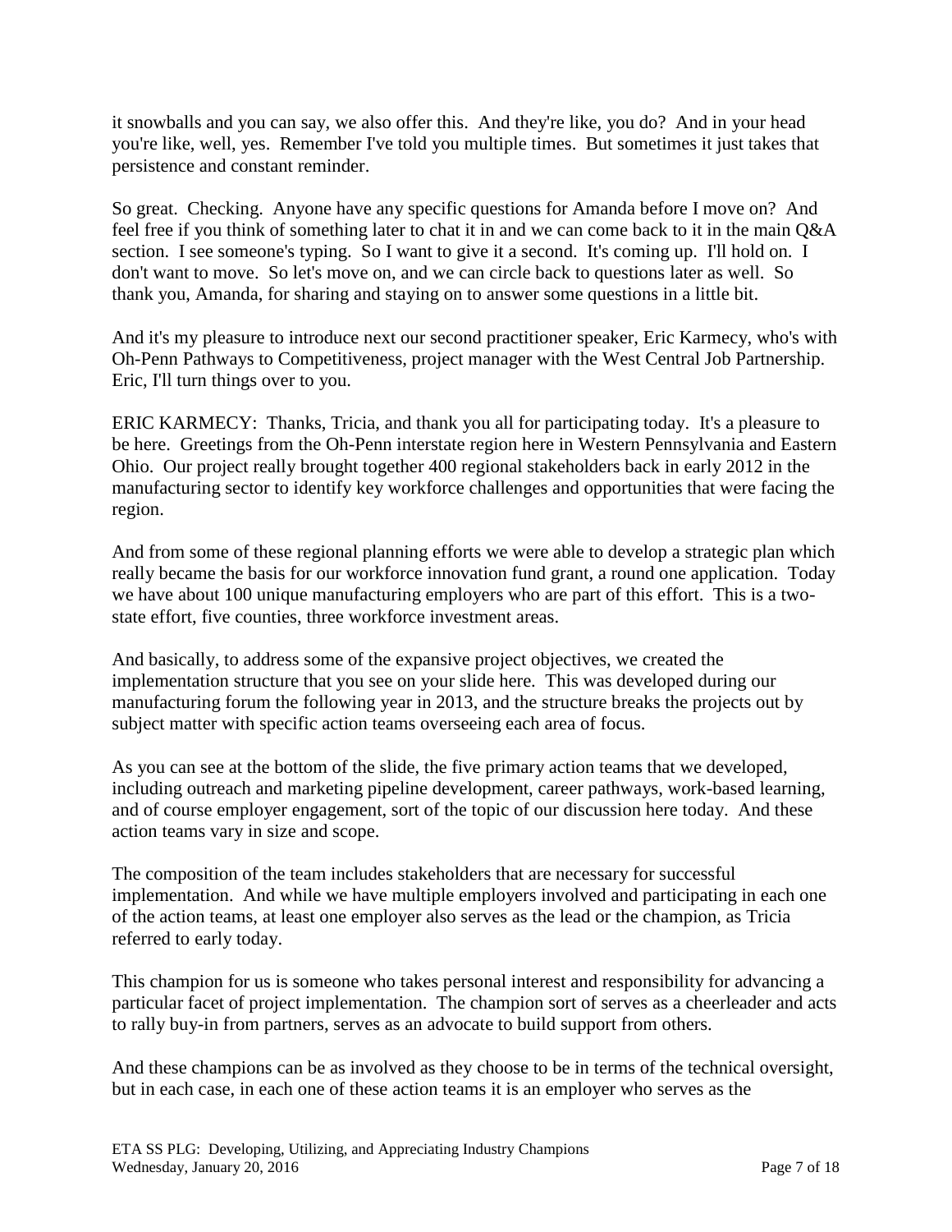it snowballs and you can say, we also offer this. And they're like, you do? And in your head you're like, well, yes. Remember I've told you multiple times. But sometimes it just takes that persistence and constant reminder.

So great. Checking. Anyone have any specific questions for Amanda before I move on? And feel free if you think of something later to chat it in and we can come back to it in the main Q&A section. I see someone's typing. So I want to give it a second. It's coming up. I'll hold on. I don't want to move. So let's move on, and we can circle back to questions later as well. So thank you, Amanda, for sharing and staying on to answer some questions in a little bit.

And it's my pleasure to introduce next our second practitioner speaker, Eric Karmecy, who's with Oh-Penn Pathways to Competitiveness, project manager with the West Central Job Partnership. Eric, I'll turn things over to you.

ERIC KARMECY: Thanks, Tricia, and thank you all for participating today. It's a pleasure to be here. Greetings from the Oh-Penn interstate region here in Western Pennsylvania and Eastern Ohio. Our project really brought together 400 regional stakeholders back in early 2012 in the manufacturing sector to identify key workforce challenges and opportunities that were facing the region.

And from some of these regional planning efforts we were able to develop a strategic plan which really became the basis for our workforce innovation fund grant, a round one application. Today we have about 100 unique manufacturing employers who are part of this effort. This is a two-state effort, five counties, three workforce investment areas.

And basically, to address some of the expansive project objectives, we created the implementation structure that you see on your slide here. This was developed during our manufacturing forum the following year in 2013, and the structure breaks the projects out by subject matter with specific action teams overseeing each area of focus.

As you can see at the bottom of the slide, the five primary action teams that we developed, including outreach and marketing pipeline development, career pathways, work-based learning, and of course employer engagement, sort of the topic of our discussion here today. And these action teams vary in size and scope.

The composition of the team includes stakeholders that are necessary for successful implementation. And while we have multiple employers involved and participating in each one of the action teams, at least one employer also serves as the lead or the champion, as Tricia referred to early today.

This champion for us is someone who takes personal interest and responsibility for advancing a particular facet of project implementation. The champion sort of serves as a cheerleader and acts to rally buy-in from partners, serves as an advocate to build support from others.

And these champions can be as involved as they choose to be in terms of the technical oversight, but in each case, in each one of these action teams it is an employer who serves as the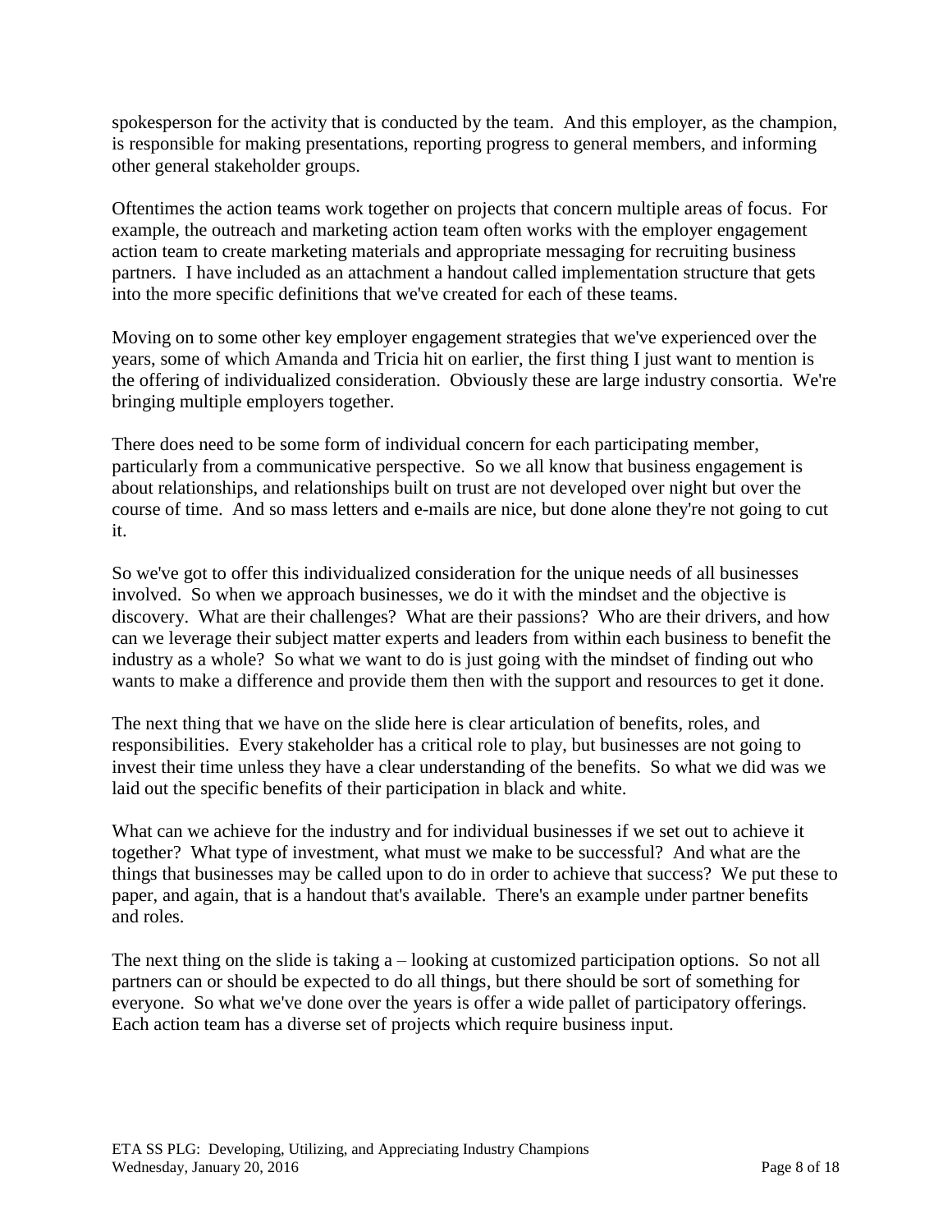spokesperson for the activity that is conducted by the team. And this employer, as the champion, is responsible for making presentations, reporting progress to general members, and informing other general stakeholder groups.

Oftentimes the action teams work together on projects that concern multiple areas of focus. For example, the outreach and marketing action team often works with the employer engagement action team to create marketing materials and appropriate messaging for recruiting business partners. I have included as an attachment a handout called implementation structure that gets into the more specific definitions that we've created for each of these teams.

Moving on to some other key employer engagement strategies that we've experienced over the years, some of which Amanda and Tricia hit on earlier, the first thing I just want to mention is the offering of individualized consideration. Obviously these are large industry consortia. We're bringing multiple employers together.

There does need to be some form of individual concern for each participating member, particularly from a communicative perspective. So we all know that business engagement is about relationships, and relationships built on trust are not developed over night but over the course of time. And so mass letters and e-mails are nice, but done alone they're not going to cut it.

So we've got to offer this individualized consideration for the unique needs of all businesses involved. So when we approach businesses, we do it with the mindset and the objective is discovery. What are their challenges? What are their passions? Who are their drivers, and how can we leverage their subject matter experts and leaders from within each business to benefit the industry as a whole? So what we want to do is just going with the mindset of finding out who wants to make a difference and provide them then with the support and resources to get it done.

The next thing that we have on the slide here is clear articulation of benefits, roles, and responsibilities. Every stakeholder has a critical role to play, but businesses are not going to invest their time unless they have a clear understanding of the benefits. So what we did was we laid out the specific benefits of their participation in black and white.

What can we achieve for the industry and for individual businesses if we set out to achieve it together? What type of investment, what must we make to be successful? And what are the things that businesses may be called upon to do in order to achieve that success? We put these to paper, and again, that is a handout that's available. There's an example under partner benefits and roles.

The next thing on the slide is taking a – looking at customized participation options. So not all partners can or should be expected to do all things, but there should be sort of something for everyone. So what we've done over the years is offer a wide pallet of participatory offerings. Each action team has a diverse set of projects which require business input.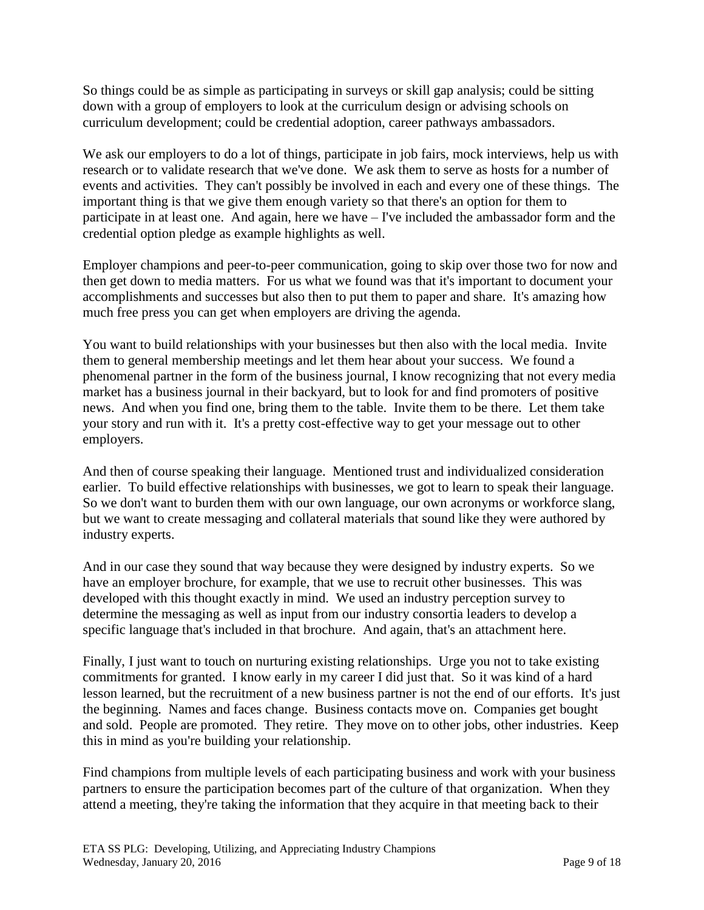So things could be as simple as participating in surveys or skill gap analysis; could be sitting down with a group of employers to look at the curriculum design or advising schools on curriculum development; could be credential adoption, career pathways ambassadors.

We ask our employers to do a lot of things, participate in job fairs, mock interviews, help us with research or to validate research that we've done. We ask them to serve as hosts for a number of events and activities. They can't possibly be involved in each and every one of these things. The important thing is that we give them enough variety so that there's an option for them to participate in at least one. And again, here we have – I've included the ambassador form and the credential option pledge as example highlights as well.

Employer champions and peer-to-peer communication, going to skip over those two for now and then get down to media matters. For us what we found was that it's important to document your accomplishments and successes but also then to put them to paper and share. It's amazing how much free press you can get when employers are driving the agenda.

You want to build relationships with your businesses but then also with the local media. Invite them to general membership meetings and let them hear about your success. We found a phenomenal partner in the form of the business journal, I know recognizing that not every media market has a business journal in their backyard, but to look for and find promoters of positive news. And when you find one, bring them to the table. Invite them to be there. Let them take your story and run with it. It's a pretty cost-effective way to get your message out to other employers.

And then of course speaking their language. Mentioned trust and individualized consideration earlier. To build effective relationships with businesses, we got to learn to speak their language. So we don't want to burden them with our own language, our own acronyms or workforce slang, but we want to create messaging and collateral materials that sound like they were authored by industry experts.

And in our case they sound that way because they were designed by industry experts. So we have an employer brochure, for example, that we use to recruit other businesses. This was developed with this thought exactly in mind. We used an industry perception survey to determine the messaging as well as input from our industry consortia leaders to develop a specific language that's included in that brochure. And again, that's an attachment here.

Finally, I just want to touch on nurturing existing relationships. Urge you not to take existing commitments for granted. I know early in my career I did just that. So it was kind of a hard lesson learned, but the recruitment of a new business partner is not the end of our efforts. It's just the beginning. Names and faces change. Business contacts move on. Companies get bought and sold. People are promoted. They retire. They move on to other jobs, other industries. Keep this in mind as you're building your relationship.

Find champions from multiple levels of each participating business and work with your business partners to ensure the participation becomes part of the culture of that organization. When they attend a meeting, they're taking the information that they acquire in that meeting back to their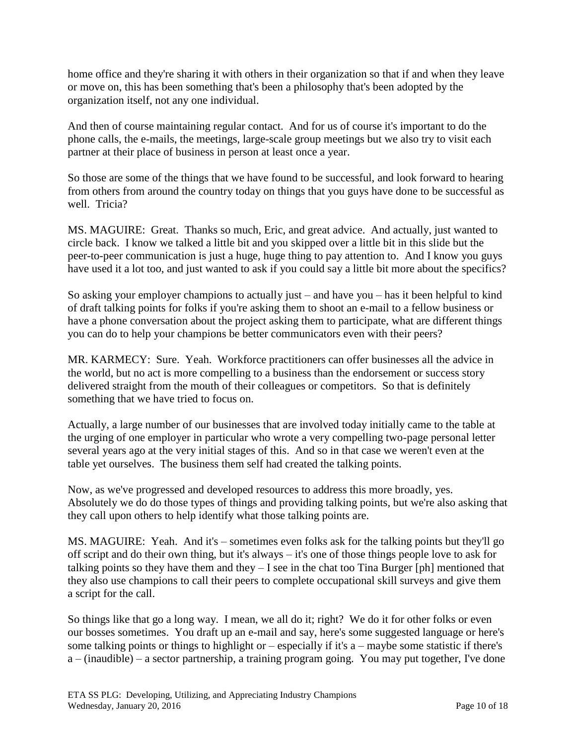home office and they're sharing it with others in their organization so that if and when they leave or move on, this has been something that's been a philosophy that's been adopted by the organization itself, not any one individual.

And then of course maintaining regular contact. And for us of course it's important to do the phone calls, the e-mails, the meetings, large-scale group meetings but we also try to visit each partner at their place of business in person at least once a year.

So those are some of the things that we have found to be successful, and look forward to hearing from others from around the country today on things that you guys have done to be successful as well. Tricia?

MS. MAGUIRE: Great. Thanks so much, Eric, and great advice. And actually, just wanted to circle back. I know we talked a little bit and you skipped over a little bit in this slide but the peer-to-peer communication is just a huge, huge thing to pay attention to. And I know you guys have used it a lot too, and just wanted to ask if you could say a little bit more about the specifics?

So asking your employer champions to actually just – and have you – has it been helpful to kind of draft talking points for folks if you're asking them to shoot an e-mail to a fellow business or have a phone conversation about the project asking them to participate, what are different things you can do to help your champions be better communicators even with their peers?

MR. KARMECY: Sure. Yeah. Workforce practitioners can offer businesses all the advice in the world, but no act is more compelling to a business than the endorsement or success story delivered straight from the mouth of their colleagues or competitors. So that is definitely something that we have tried to focus on.

Actually, a large number of our businesses that are involved today initially came to the table at the urging of one employer in particular who wrote a very compelling two-page personal letter several years ago at the very initial stages of this. And so in that case we weren't even at the table yet ourselves. The business them self had created the talking points.

Now, as we've progressed and developed resources to address this more broadly, yes. Absolutely we do do those types of things and providing talking points, but we're also asking that they call upon others to help identify what those talking points are.

MS. MAGUIRE: Yeah. And it's – sometimes even folks ask for the talking points but they'll go off script and do their own thing, but it's always – it's one of those things people love to ask for talking points so they have them and they – I see in the chat too Tina Burger [ph] mentioned that they also use champions to call their peers to complete occupational skill surveys and give them a script for the call.

So things like that go a long way. I mean, we all do it; right? We do it for other folks or even our bosses sometimes. You draft up an e-mail and say, here's some suggested language or here's some talking points or things to highlight or – especially if it's a – maybe some statistic if there's a – (inaudible) – a sector partnership, a training program going. You may put together, I've done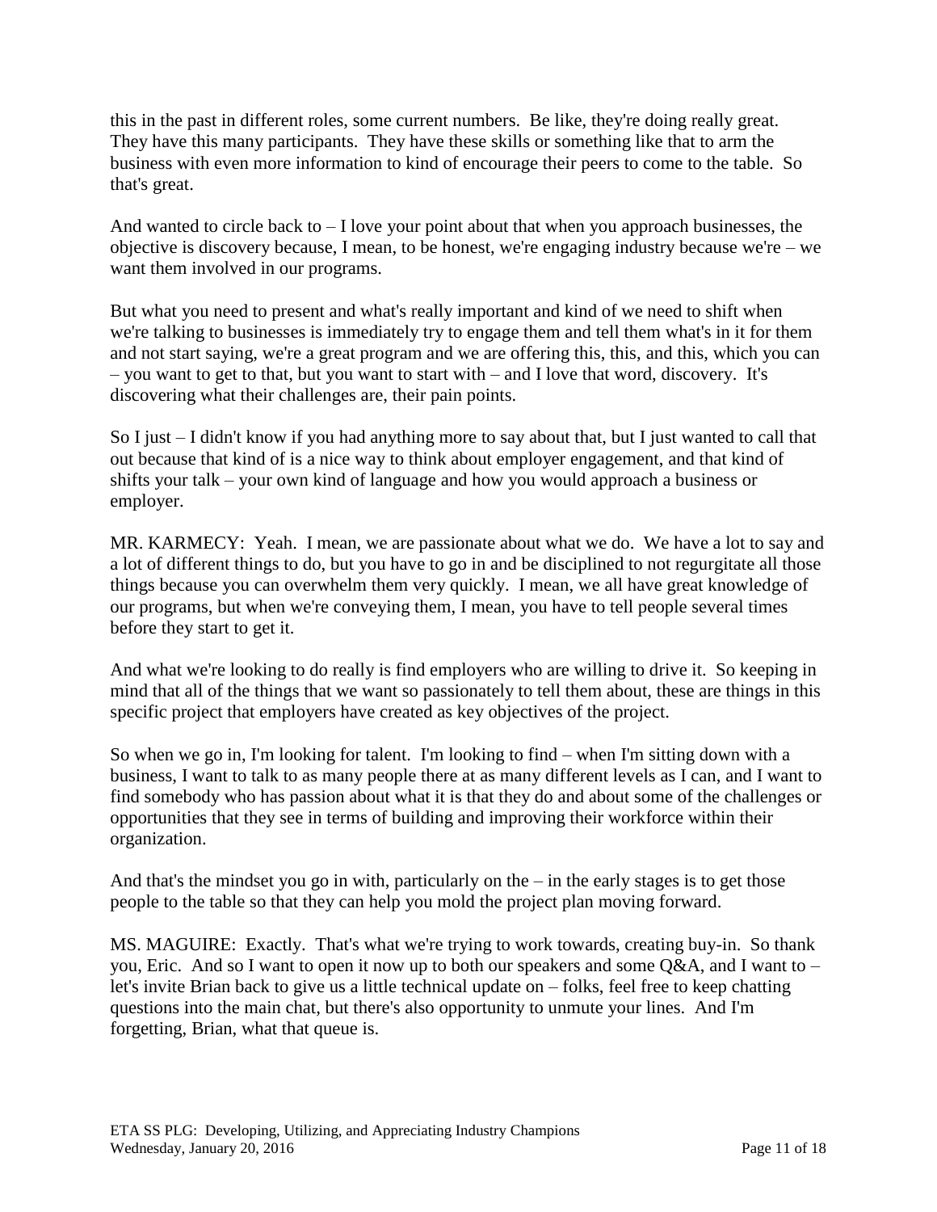this in the past in different roles, some current numbers. Be like, they're doing really great. They have this many participants. They have these skills or something like that to arm the business with even more information to kind of encourage their peers to come to the table. So that's great.

And wanted to circle back to – I love your point about that when you approach businesses, the objective is discovery because, I mean, to be honest, we're engaging industry because we're – we want them involved in our programs.

But what you need to present and what's really important and kind of we need to shift when we're talking to businesses is immediately try to engage them and tell them what's in it for them and not start saying, we're a great program and we are offering this, this, and this, which you can – you want to get to that, but you want to start with – and I love that word, discovery. It's discovering what their challenges are, their pain points.

So I just – I didn't know if you had anything more to say about that, but I just wanted to call that out because that kind of is a nice way to think about employer engagement, and that kind of shifts your talk – your own kind of language and how you would approach a business or employer.

MR. KARMECY: Yeah. I mean, we are passionate about what we do. We have a lot to say and a lot of different things to do, but you have to go in and be disciplined to not regurgitate all those things because you can overwhelm them very quickly. I mean, we all have great knowledge of our programs, but when we're conveying them, I mean, you have to tell people several times before they start to get it.

And what we're looking to do really is find employers who are willing to drive it. So keeping in mind that all of the things that we want so passionately to tell them about, these are things in this specific project that employers have created as key objectives of the project.

So when we go in, I'm looking for talent. I'm looking to find – when I'm sitting down with a business, I want to talk to as many people there at as many different levels as I can, and I want to find somebody who has passion about what it is that they do and about some of the challenges or opportunities that they see in terms of building and improving their workforce within their organization.

And that's the mindset you go in with, particularly on the – in the early stages is to get those people to the table so that they can help you mold the project plan moving forward.

MS. MAGUIRE: Exactly. That's what we're trying to work towards, creating buy-in. So thank you, Eric. And so I want to open it now up to both our speakers and some Q&A, and I want to – let's invite Brian back to give us a little technical update on – folks, feel free to keep chatting questions into the main chat, but there's also opportunity to unmute your lines. And I'm forgetting, Brian, what that queue is.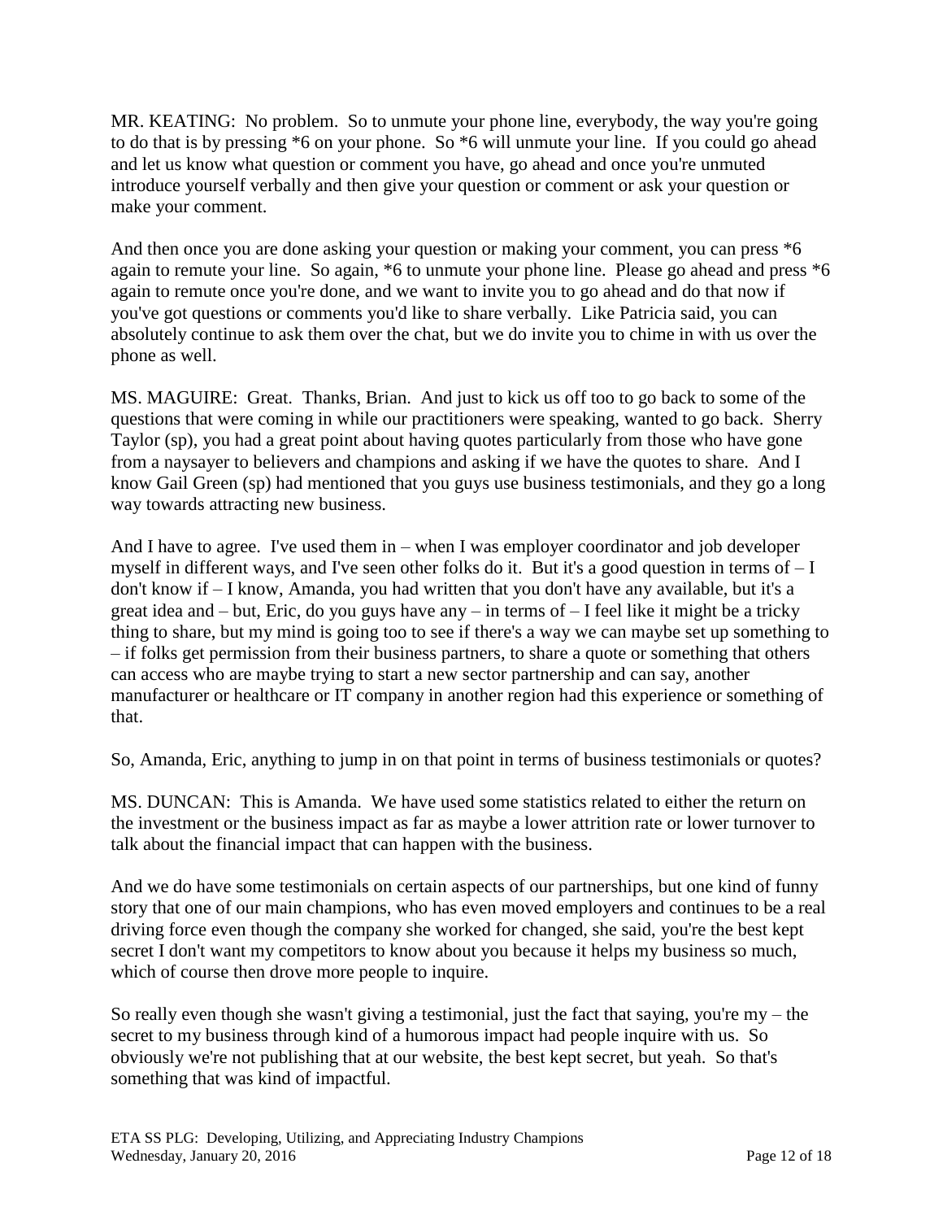MR. KEATING: No problem. So to unmute your phone line, everybody, the way you're going to do that is by pressing *6 on your phone. So *6 will unmute your line. If you could go ahead and let us know what question or comment you have, go ahead and once you're unmuted introduce yourself verbally and then give your question or comment or ask your question or make your comment.

And then once you are done asking your question or making your comment, you can press *6 again to remute your line. So again, *6 to unmute your phone line. Please go ahead and press *6 again to remute once you're done, and we want to invite you to go ahead and do that now if you've got questions or comments you'd like to share verbally. Like Patricia said, you can absolutely continue to ask them over the chat, but we do invite you to chime in with us over the phone as well.

MS. MAGUIRE: Great. Thanks, Brian. And just to kick us off too to go back to some of the questions that were coming in while our practitioners were speaking, wanted to go back. Sherry Taylor (sp), you had a great point about having quotes particularly from those who have gone from a naysayer to believers and champions and asking if we have the quotes to share. And I know Gail Green (sp) had mentioned that you guys use business testimonials, and they go a long way towards attracting new business.

And I have to agree. I've used them in – when I was employer coordinator and job developer myself in different ways, and I've seen other folks do it. But it's a good question in terms of – I don't know if – I know, Amanda, you had written that you don't have any available, but it's a great idea and – but, Eric, do you guys have any – in terms of – I feel like it might be a tricky thing to share, but my mind is going too to see if there's a way we can maybe set up something to – if folks get permission from their business partners, to share a quote or something that others can access who are maybe trying to start a new sector partnership and can say, another manufacturer or healthcare or IT company in another region had this experience or something of that.

So, Amanda, Eric, anything to jump in on that point in terms of business testimonials or quotes?

MS. DUNCAN: This is Amanda. We have used some statistics related to either the return on the investment or the business impact as far as maybe a lower attrition rate or lower turnover to talk about the financial impact that can happen with the business.

And we do have some testimonials on certain aspects of our partnerships, but one kind of funny story that one of our main champions, who has even moved employers and continues to be a real driving force even though the company she worked for changed, she said, you're the best kept secret I don't want my competitors to know about you because it helps my business so much, which of course then drove more people to inquire.

So really even though she wasn't giving a testimonial, just the fact that saying, you're my – the secret to my business through kind of a humorous impact had people inquire with us. So obviously we're not publishing that at our website, the best kept secret, but yeah. So that's something that was kind of impactful.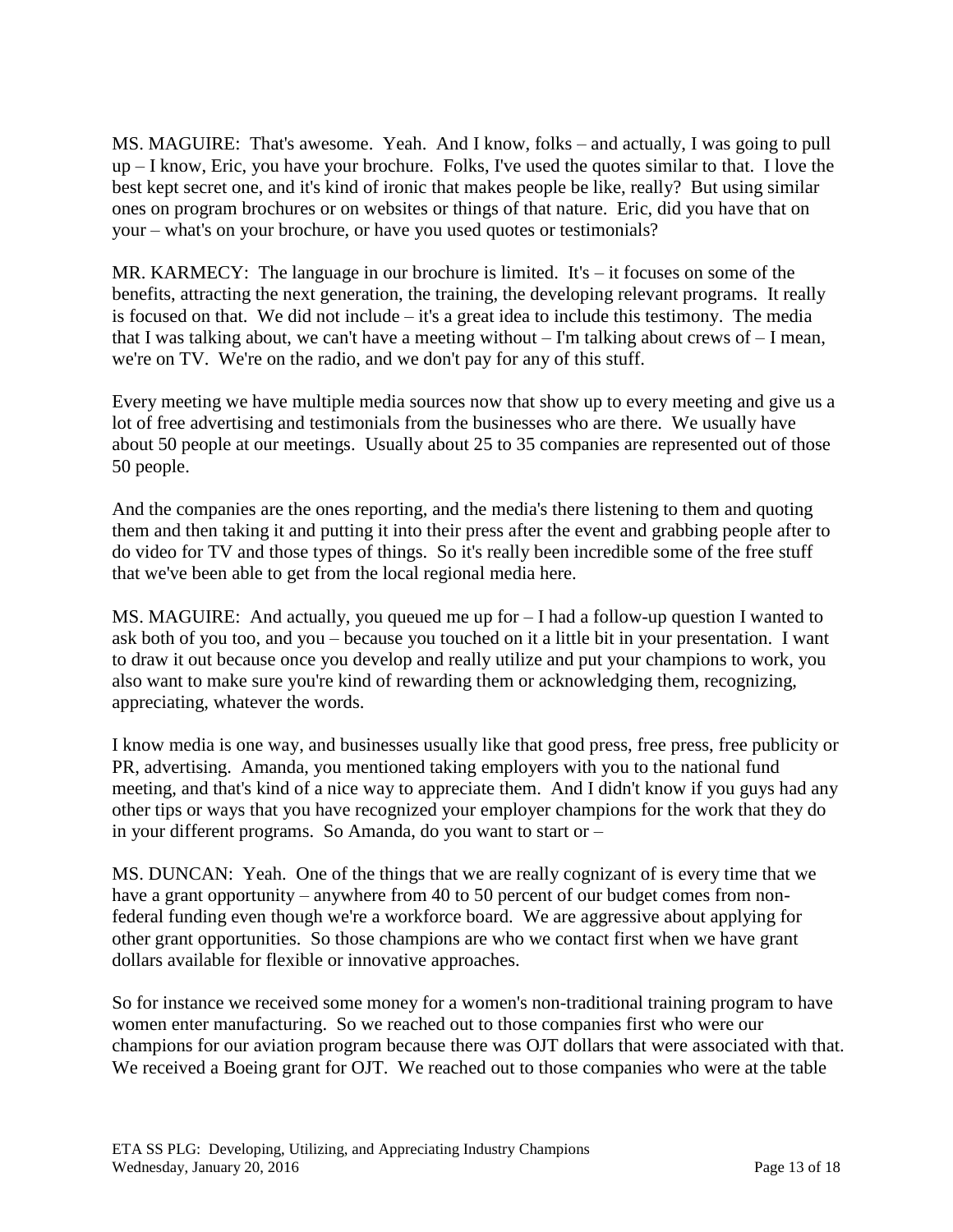MS. MAGUIRE: That's awesome. Yeah. And I know, folks – and actually, I was going to pull up – I know, Eric, you have your brochure. Folks, I've used the quotes similar to that. I love the best kept secret one, and it's kind of ironic that makes people be like, really? But using similar ones on program brochures or on websites or things of that nature. Eric, did you have that on your – what's on your brochure, or have you used quotes or testimonials?

MR. KARMECY: The language in our brochure is limited. It's – it focuses on some of the benefits, attracting the next generation, the training, the developing relevant programs. It really is focused on that. We did not include – it's a great idea to include this testimony. The media that I was talking about, we can't have a meeting without – I'm talking about crews of – I mean, we're on TV. We're on the radio, and we don't pay for any of this stuff.

Every meeting we have multiple media sources now that show up to every meeting and give us a lot of free advertising and testimonials from the businesses who are there. We usually have about 50 people at our meetings. Usually about 25 to 35 companies are represented out of those 50 people.

And the companies are the ones reporting, and the media's there listening to them and quoting them and then taking it and putting it into their press after the event and grabbing people after to do video for TV and those types of things. So it's really been incredible some of the free stuff that we've been able to get from the local regional media here.

MS. MAGUIRE: And actually, you queued me up for – I had a follow-up question I wanted to ask both of you too, and you – because you touched on it a little bit in your presentation. I want to draw it out because once you develop and really utilize and put your champions to work, you also want to make sure you're kind of rewarding them or acknowledging them, recognizing, appreciating, whatever the words.

I know media is one way, and businesses usually like that good press, free press, free publicity or PR, advertising. Amanda, you mentioned taking employers with you to the national fund meeting, and that's kind of a nice way to appreciate them. And I didn't know if you guys had any other tips or ways that you have recognized your employer champions for the work that they do in your different programs. So Amanda, do you want to start or –

MS. DUNCAN: Yeah. One of the things that we are really cognizant of is every time that we have a grant opportunity – anywhere from 40 to 50 percent of our budget comes from non-federal funding even though we're a workforce board. We are aggressive about applying for other grant opportunities. So those champions are who we contact first when we have grant dollars available for flexible or innovative approaches.

So for instance we received some money for a women's non-traditional training program to have women enter manufacturing. So we reached out to those companies first who were our champions for our aviation program because there was OJT dollars that were associated with that. We received a Boeing grant for OJT. We reached out to those companies who were at the table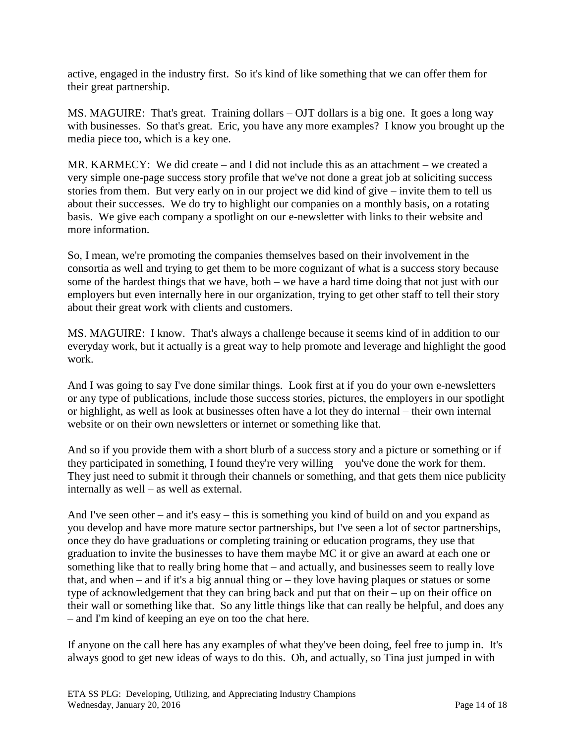active, engaged in the industry first. So it's kind of like something that we can offer them for their great partnership.

MS. MAGUIRE: That's great. Training dollars – OJT dollars is a big one. It goes a long way with businesses. So that's great. Eric, you have any more examples? I know you brought up the media piece too, which is a key one.

MR. KARMECY: We did create – and I did not include this as an attachment – we created a very simple one-page success story profile that we've not done a great job at soliciting success stories from them. But very early on in our project we did kind of give – invite them to tell us about their successes. We do try to highlight our companies on a monthly basis, on a rotating basis. We give each company a spotlight on our e-newsletter with links to their website and more information.

So, I mean, we're promoting the companies themselves based on their involvement in the consortia as well and trying to get them to be more cognizant of what is a success story because some of the hardest things that we have, both – we have a hard time doing that not just with our employers but even internally here in our organization, trying to get other staff to tell their story about their great work with clients and customers.

MS. MAGUIRE: I know. That's always a challenge because it seems kind of in addition to our everyday work, but it actually is a great way to help promote and leverage and highlight the good work.

And I was going to say I've done similar things. Look first at if you do your own e-newsletters or any type of publications, include those success stories, pictures, the employers in our spotlight or highlight, as well as look at businesses often have a lot they do internal – their own internal website or on their own newsletters or internet or something like that.

And so if you provide them with a short blurb of a success story and a picture or something or if they participated in something, I found they're very willing – you've done the work for them. They just need to submit it through their channels or something, and that gets them nice publicity internally as well – as well as external.

And I've seen other – and it's easy – this is something you kind of build on and you expand as you develop and have more mature sector partnerships, but I've seen a lot of sector partnerships, once they do have graduations or completing training or education programs, they use that graduation to invite the businesses to have them maybe MC it or give an award at each one or something like that to really bring home that – and actually, and businesses seem to really love that, and when – and if it's a big annual thing or – they love having plaques or statues or some type of acknowledgement that they can bring back and put that on their – up on their office on their wall or something like that. So any little things like that can really be helpful, and does any – and I'm kind of keeping an eye on too the chat here.

If anyone on the call here has any examples of what they've been doing, feel free to jump in. It's always good to get new ideas of ways to do this. Oh, and actually, so Tina just jumped in with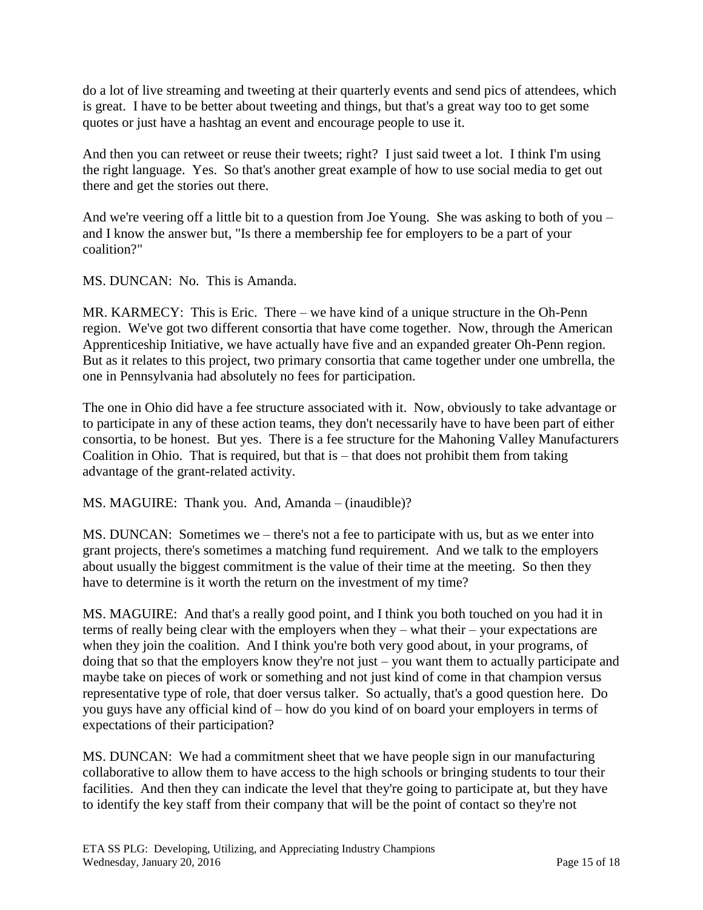do a lot of live streaming and tweeting at their quarterly events and send pics of attendees, which is great. I have to be better about tweeting and things, but that's a great way too to get some quotes or just have a hashtag an event and encourage people to use it.

And then you can retweet or reuse their tweets; right? I just said tweet a lot. I think I'm using the right language. Yes. So that's another great example of how to use social media to get out there and get the stories out there.

And we're veering off a little bit to a question from Joe Young. She was asking to both of you – and I know the answer but, "Is there a membership fee for employers to be a part of your coalition?"

MS. DUNCAN: No. This is Amanda.

MR. KARMECY: This is Eric. There – we have kind of a unique structure in the Oh-Penn region. We've got two different consortia that have come together. Now, through the American Apprenticeship Initiative, we have actually have five and an expanded greater Oh-Penn region. But as it relates to this project, two primary consortia that came together under one umbrella, the one in Pennsylvania had absolutely no fees for participation.

The one in Ohio did have a fee structure associated with it. Now, obviously to take advantage or to participate in any of these action teams, they don't necessarily have to have been part of either consortia, to be honest. But yes. There is a fee structure for the Mahoning Valley Manufacturers Coalition in Ohio. That is required, but that is – that does not prohibit them from taking advantage of the grant-related activity.

MS. MAGUIRE: Thank you. And, Amanda – (inaudible)?

MS. DUNCAN: Sometimes we – there's not a fee to participate with us, but as we enter into grant projects, there's sometimes a matching fund requirement. And we talk to the employers about usually the biggest commitment is the value of their time at the meeting. So then they have to determine is it worth the return on the investment of my time?

MS. MAGUIRE: And that's a really good point, and I think you both touched on you had it in terms of really being clear with the employers when they – what their – your expectations are when they join the coalition. And I think you're both very good about, in your programs, of doing that so that the employers know they're not just – you want them to actually participate and maybe take on pieces of work or something and not just kind of come in that champion versus representative type of role, that doer versus talker. So actually, that's a good question here. Do you guys have any official kind of – how do you kind of on board your employers in terms of expectations of their participation?

MS. DUNCAN: We had a commitment sheet that we have people sign in our manufacturing collaborative to allow them to have access to the high schools or bringing students to tour their facilities. And then they can indicate the level that they're going to participate at, but they have to identify the key staff from their company that will be the point of contact so they're not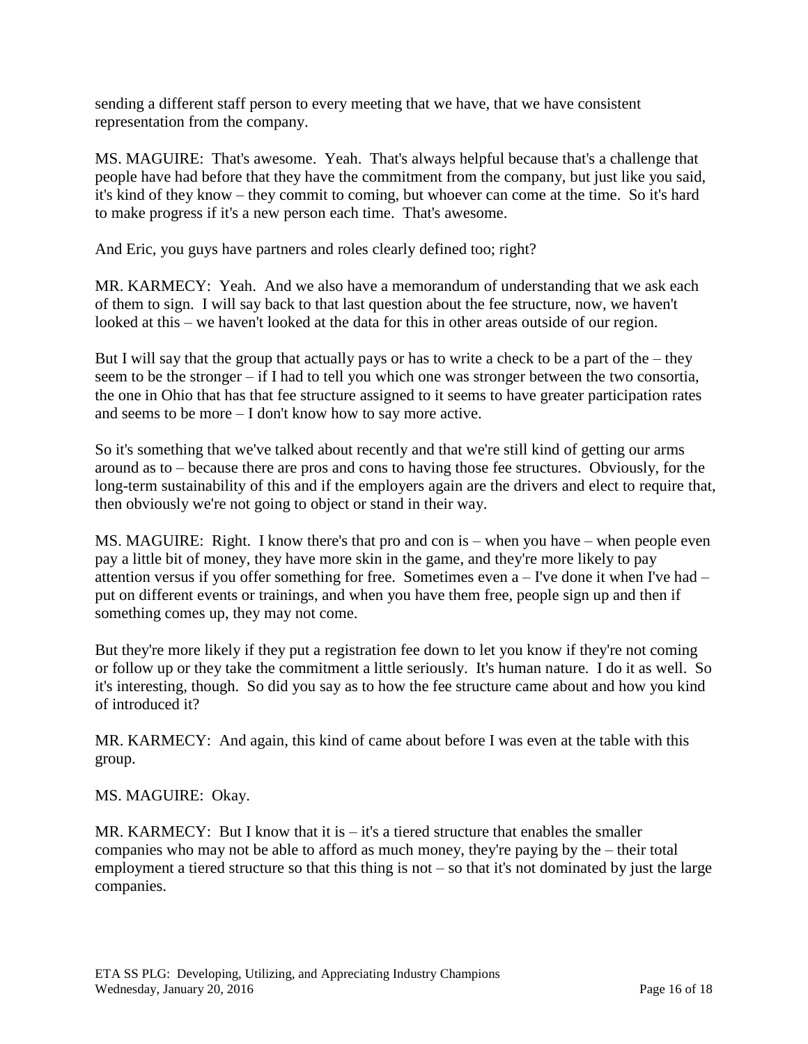sending a different staff person to every meeting that we have, that we have consistent representation from the company.

MS. MAGUIRE: That's awesome. Yeah. That's always helpful because that's a challenge that people have had before that they have the commitment from the company, but just like you said, it's kind of they know – they commit to coming, but whoever can come at the time. So it's hard to make progress if it's a new person each time. That's awesome.

And Eric, you guys have partners and roles clearly defined too; right?

MR. KARMECY: Yeah. And we also have a memorandum of understanding that we ask each of them to sign. I will say back to that last question about the fee structure, now, we haven't looked at this – we haven't looked at the data for this in other areas outside of our region.

But I will say that the group that actually pays or has to write a check to be a part of the – they seem to be the stronger – if I had to tell you which one was stronger between the two consortia, the one in Ohio that has that fee structure assigned to it seems to have greater participation rates and seems to be more – I don't know how to say more active.

So it's something that we've talked about recently and that we're still kind of getting our arms around as to – because there are pros and cons to having those fee structures. Obviously, for the long-term sustainability of this and if the employers again are the drivers and elect to require that, then obviously we're not going to object or stand in their way.

MS. MAGUIRE: Right. I know there's that pro and con is – when you have – when people even pay a little bit of money, they have more skin in the game, and they're more likely to pay attention versus if you offer something for free. Sometimes even a – I've done it when I've had – put on different events or trainings, and when you have them free, people sign up and then if something comes up, they may not come.

But they're more likely if they put a registration fee down to let you know if they're not coming or follow up or they take the commitment a little seriously. It's human nature. I do it as well. So it's interesting, though. So did you say as to how the fee structure came about and how you kind of introduced it?

MR. KARMECY: And again, this kind of came about before I was even at the table with this group.

MS. MAGUIRE: Okay.

MR. KARMECY: But I know that it is – it's a tiered structure that enables the smaller companies who may not be able to afford as much money, they're paying by the – their total employment a tiered structure so that this thing is not – so that it's not dominated by just the large companies.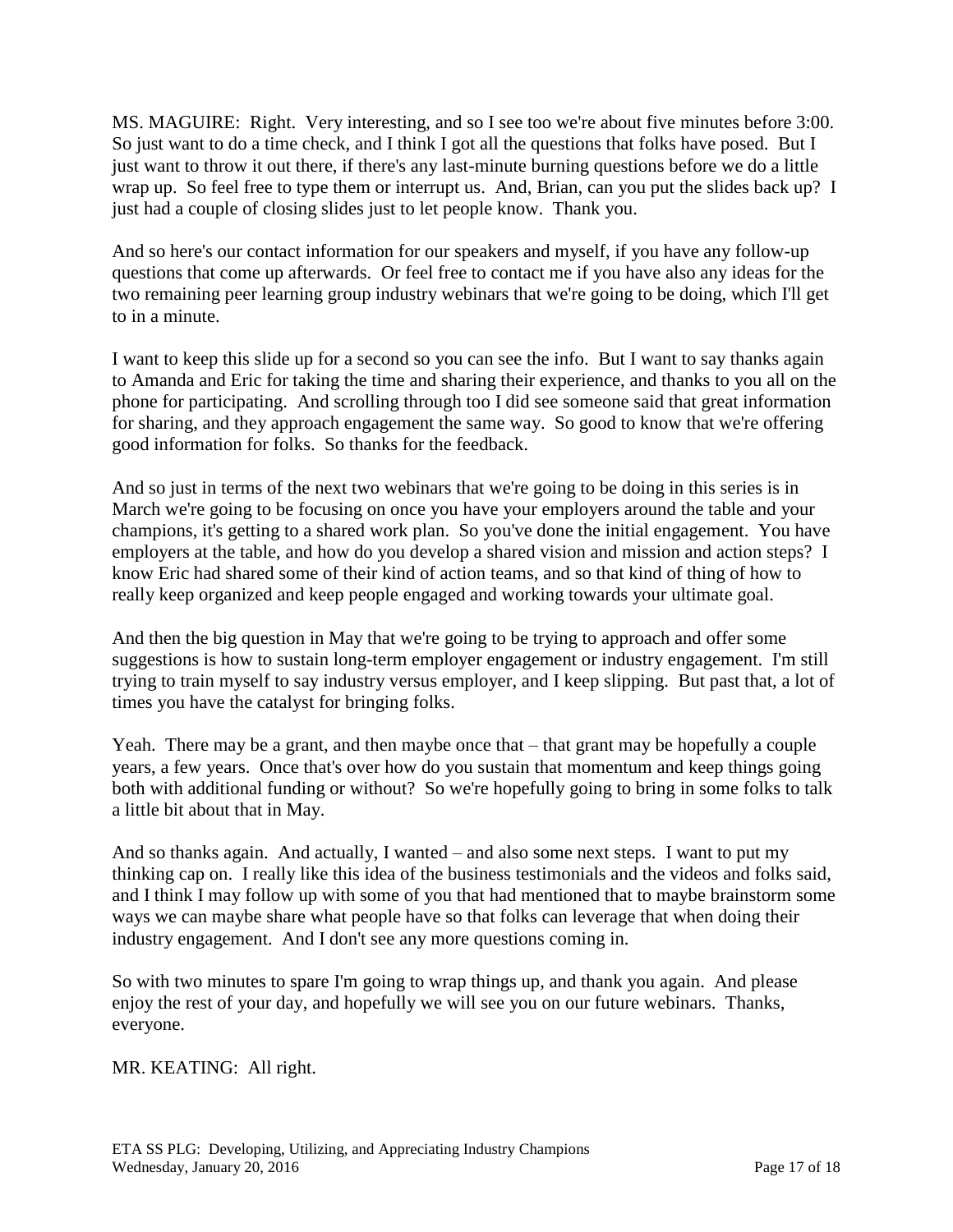MS. MAGUIRE: Right. Very interesting, and so I see too we're about five minutes before 3:00. So just want to do a time check, and I think I got all the questions that folks have posed. But I just want to throw it out there, if there's any last-minute burning questions before we do a little wrap up. So feel free to type them or interrupt us. And, Brian, can you put the slides back up? I just had a couple of closing slides just to let people know. Thank you.

And so here's our contact information for our speakers and myself, if you have any follow-up questions that come up afterwards. Or feel free to contact me if you have also any ideas for the two remaining peer learning group industry webinars that we're going to be doing, which I'll get to in a minute.

I want to keep this slide up for a second so you can see the info. But I want to say thanks again to Amanda and Eric for taking the time and sharing their experience, and thanks to you all on the phone for participating. And scrolling through too I did see someone said that great information for sharing, and they approach engagement the same way. So good to know that we're offering good information for folks. So thanks for the feedback.

And so just in terms of the next two webinars that we're going to be doing in this series is in March we're going to be focusing on once you have your employers around the table and your champions, it's getting to a shared work plan. So you've done the initial engagement. You have employers at the table, and how do you develop a shared vision and mission and action steps? I know Eric had shared some of their kind of action teams, and so that kind of thing of how to really keep organized and keep people engaged and working towards your ultimate goal.

And then the big question in May that we're going to be trying to approach and offer some suggestions is how to sustain long-term employer engagement or industry engagement. I'm still trying to train myself to say industry versus employer, and I keep slipping. But past that, a lot of times you have the catalyst for bringing folks.

Yeah. There may be a grant, and then maybe once that – that grant may be hopefully a couple years, a few years. Once that's over how do you sustain that momentum and keep things going both with additional funding or without? So we're hopefully going to bring in some folks to talk a little bit about that in May.

And so thanks again. And actually, I wanted – and also some next steps. I want to put my thinking cap on. I really like this idea of the business testimonials and the videos and folks said, and I think I may follow up with some of you that had mentioned that to maybe brainstorm some ways we can maybe share what people have so that folks can leverage that when doing their industry engagement. And I don't see any more questions coming in.

So with two minutes to spare I'm going to wrap things up, and thank you again. And please enjoy the rest of your day, and hopefully we will see you on our future webinars. Thanks, everyone.

MR. KEATING: All right.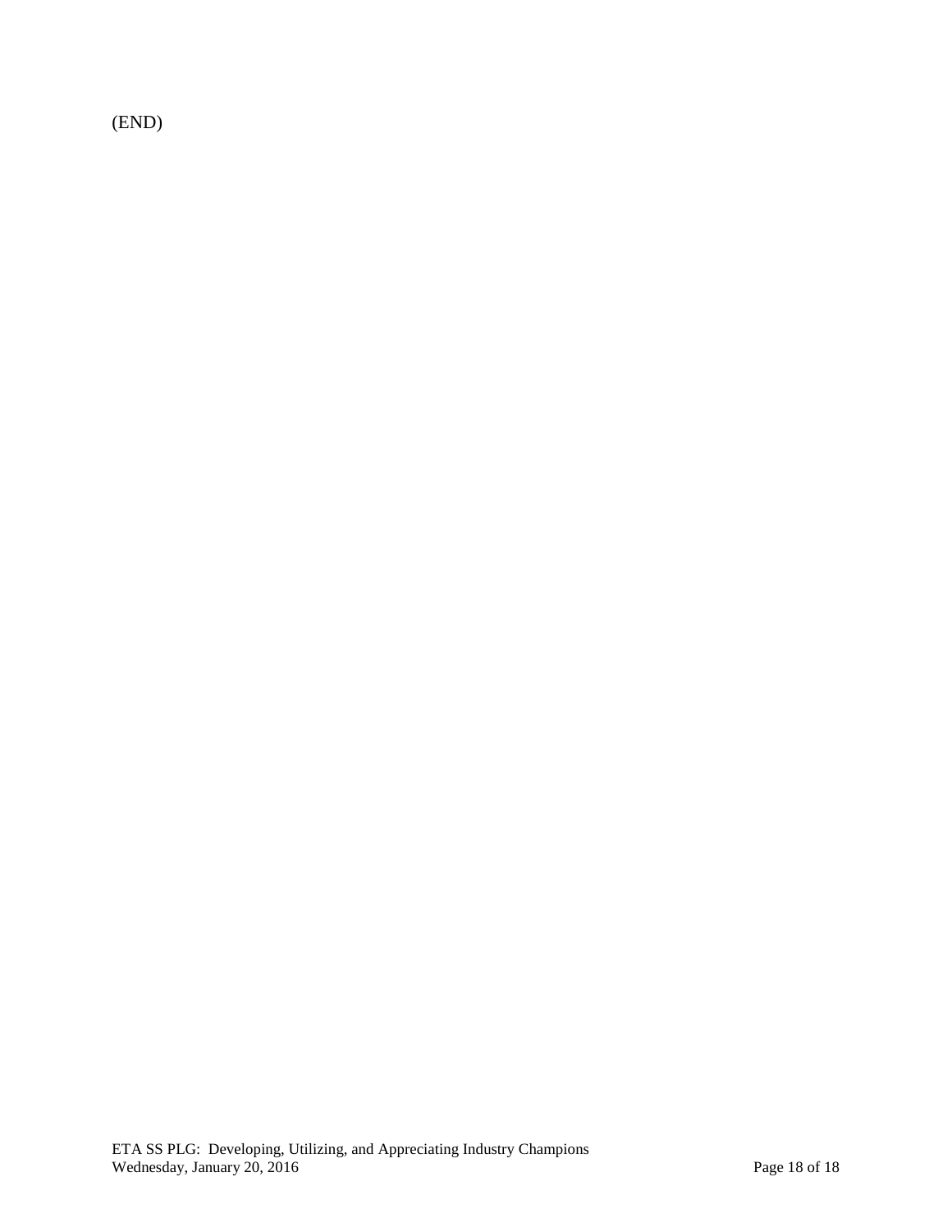(END)